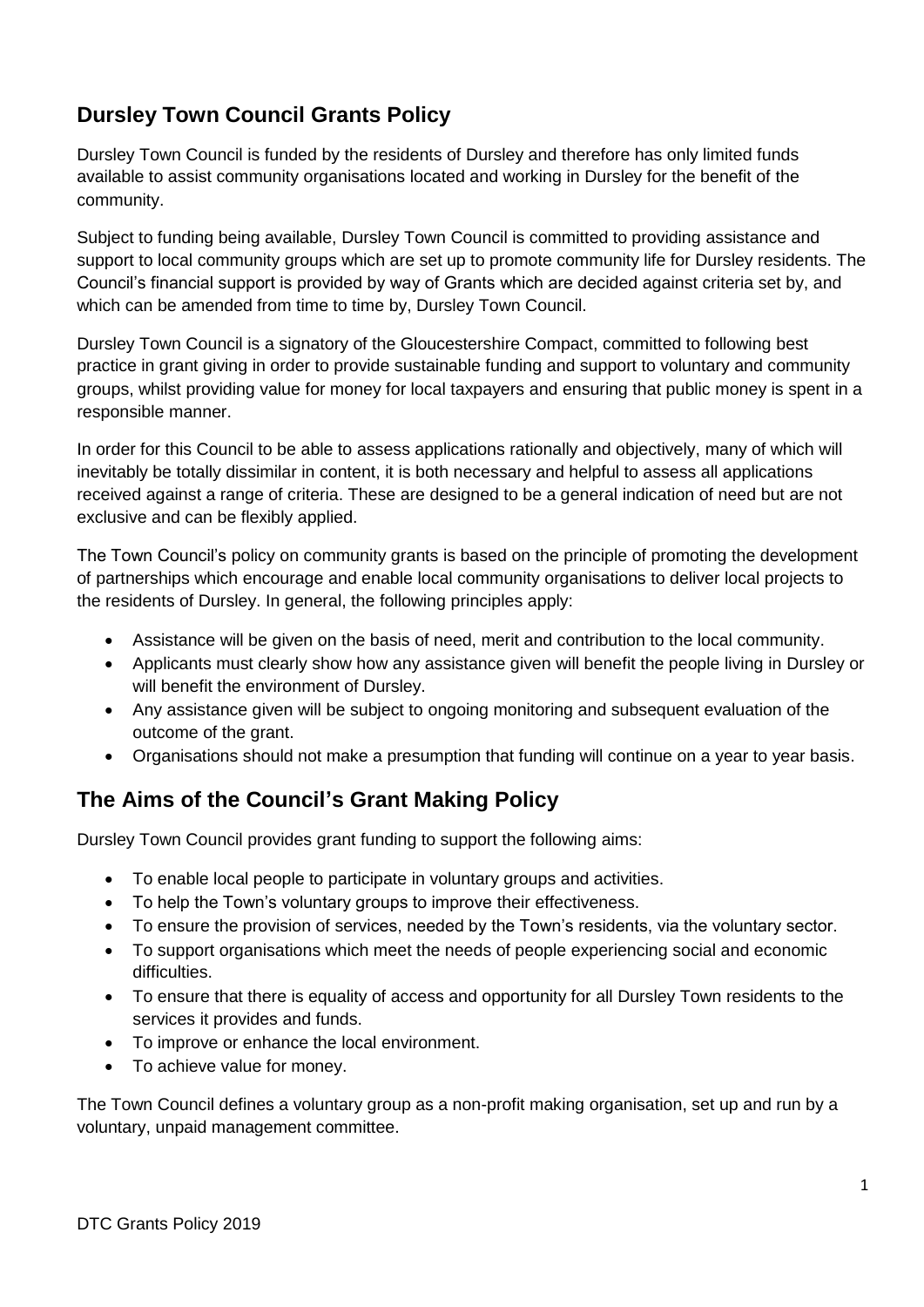## Dursley Town Council Grants Policy

Dursley Town Council is funded by the residents of Dursley and therefore has only limited funds available to assist community organisations located and working in Dursley for the benefit of the community.

Subject to funding being available, Dursley Town Council is committed to providing assistance and support to local community groups which are set up to promote community life for Dursley residents. The Council's financial support is provided by way of Grants which are decided against criteria set by, and which can be amended from time to time by, Dursley Town Council.

Dursley Town Council is a signatory of the Gloucestershire Compact, committed to following best practice in grant giving in order to provide sustainable funding and support to voluntary and community groups, whilst providing value for money for local taxpayers and ensuring that public money is spent in a responsible manner.

In order for this Council to be able to assess applications rationally and objectively, many of which will inevitably be totally dissimilar in content, it is both necessary and helpful to assess all applications received against a range of criteria. These are designed to be a general indication of need but are not exclusive and can be flexibly applied.

The Town Council's policy on community grants is based on the principle of promoting the development of partnerships which encourage and enable local community organisations to deliver local projects to the residents of Dursley. In general, the following principles apply:

- Assistance will be given on the basis of need, merit and contribution to the local community.
- Applicants must clearly show how any assistance given will benefit the people living in Dursley or will benefit the environment of Dursley.
- Any assistance given will be subject to ongoing monitoring and subsequent evaluation of the outcome of the grant.
- Organisations should not make a presumption that funding will continue on a year to year basis.

## The Aims of the Council's Grant Making Policy

Dursley Town Council provides grant funding to support the following aims:

- To enable local people to participate in voluntary groups and activities.
- To help the Town's voluntary groups to improve their effectiveness.
- To ensure the provision of services, needed by the Town's residents, via the voluntary sector.
- To support organisations which meet the needs of people experiencing social and economic difficulties.
- To ensure that there is equality of access and opportunity for all Dursley Town residents to the services it provides and funds.
- To improve or enhance the local environment.
- To achieve value for money.

The Town Council defines a voluntary group as a non-profit making organisation, set up and run by a voluntary, unpaid management committee.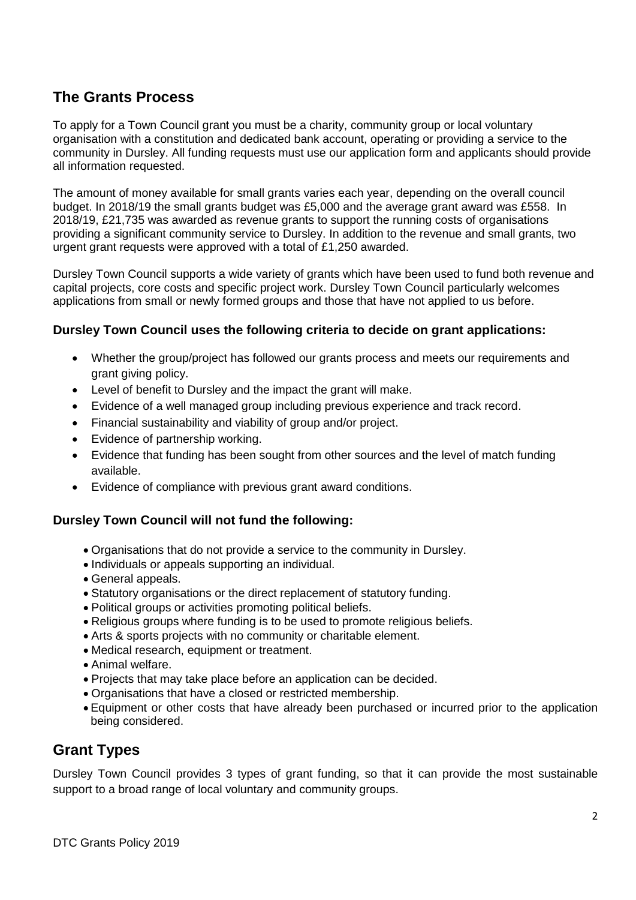## The Grants Process

To apply for a Town Council grant you must be a charity, community group or local voluntary organisation with a constitution and dedicated bank account, operating or providing a service to the community in Dursley. All funding requests must use our application form and applicants should provide all information requested.

The amount of money available for small grants varies each year, depending on the overall council budget. In 2018/19 the small grants budget was £5,000 and the average grant award was £558. In 2018/19, £21,735 was awarded as revenue grants to support the running costs of organisations providing a significant community service to Dursley. In addition to the revenue and small grants, two urgent grant requests were approved with a total of £1,250 awarded.

Dursley Town Council supports a wide variety of grants which have been used to fund both revenue and capital projects, core costs and specific project work. Dursley Town Council particularly welcomes applications from small or newly formed groups and those that have not applied to us before.

### Dursley Town Council uses the following criteria to decide on grant applications:

- Whether the group/project has followed our grants process and meets our requirements and grant giving policy.
- Level of benefit to Dursley and the impact the grant will make.
- Evidence of a well managed group including previous experience and track record.
- Financial sustainability and viability of group and/or project.
- Evidence of partnership working.
- Evidence that funding has been sought from other sources and the level of match funding available.
- Evidence of compliance with previous grant award conditions.

### Dursley Town Council will not fund the following:

- Organisations that do not provide a service to the community in Dursley.
- Individuals or appeals supporting an individual.
- General appeals.
- Statutory organisations or the direct replacement of statutory funding.
- Political groups or activities promoting political beliefs.
- Religious groups where funding is to be used to promote religious beliefs.
- Arts & sports projects with no community or charitable element.
- Medical research, equipment or treatment.
- Animal welfare.
- Projects that may take place before an application can be decided.
- Organisations that have a closed or restricted membership.
- Equipment or other costs that have already been purchased or incurred prior to the application being considered.

## Grant Types

Dursley Town Council provides 3 types of grant funding, so that it can provide the most sustainable support to a broad range of local voluntary and community groups.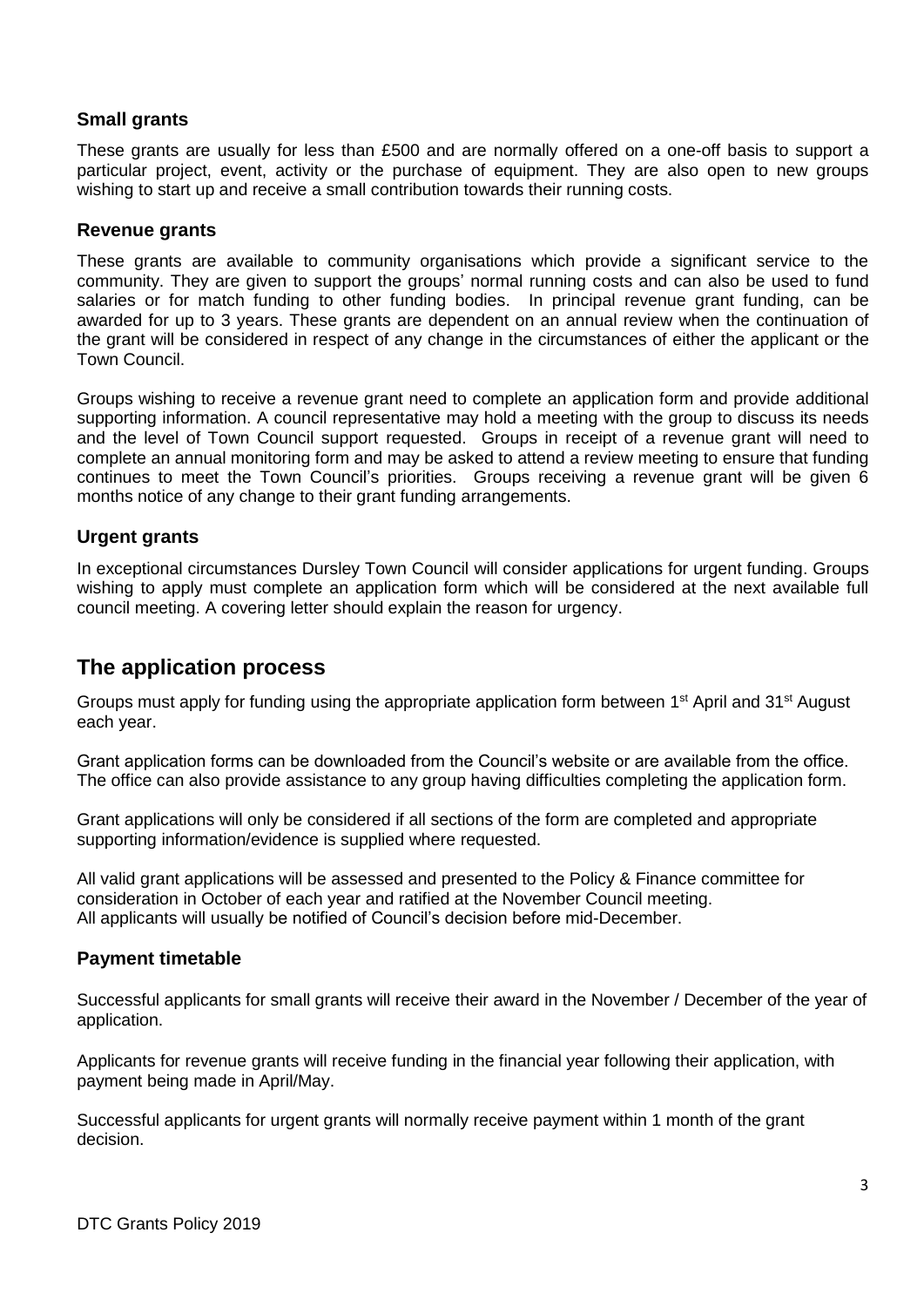### Small grants

These grants are usually for less than £500 and are normally offered on a one-off basis to support a particular project, event, activity or the purchase of equipment. They are also open to new groups wishing to start up and receive a small contribution towards their running costs.

### Revenue grants

These grants are available to community organisations which provide a significant service to the community. They are given to support the groups' normal running costs and can also be used to fund salaries or for match funding to other funding bodies. In principal revenue grant funding, can be awarded for up to 3 years. These grants are dependent on an annual review when the continuation of the grant will be considered in respect of any change in the circumstances of either the applicant or the Town Council.

Groups wishing to receive a revenue grant need to complete an application form and provide additional supporting information. A council representative may hold a meeting with the group to discuss its needs and the level of Town Council support requested. Groups in receipt of a revenue grant will need to complete an annual monitoring form and may be asked to attend a review meeting to ensure that funding continues to meet the Town Council's priorities. Groups receiving a revenue grant will be given 6 months notice of any change to their grant funding arrangements.

### Urgent grants

In exceptional circumstances Dursley Town Council will consider applications for urgent funding. Groups wishing to apply must complete an application form which will be considered at the next available full council meeting. A covering letter should explain the reason for urgency.

## The application process

Groups must apply for funding using the appropriate application form between 1st April and 31st August each year.

Grant application forms can be downloaded from the Council's website or are available from the office. The office can also provide assistance to any group having difficulties completing the application form.

Grant applications will only be considered if all sections of the form are completed and appropriate supporting information/evidence is supplied where requested.

All valid grant applications will be assessed and presented to the Policy & Finance committee for consideration in October of each year and ratified at the November Council meeting.
All applicants will usually be notified of Council's decision before mid-December.

### Payment timetable

Successful applicants for small grants will receive their award in the November / December of the year of application.

Applicants for revenue grants will receive funding in the financial year following their application, with payment being made in April/May.

Successful applicants for urgent grants will normally receive payment within 1 month of the grant decision.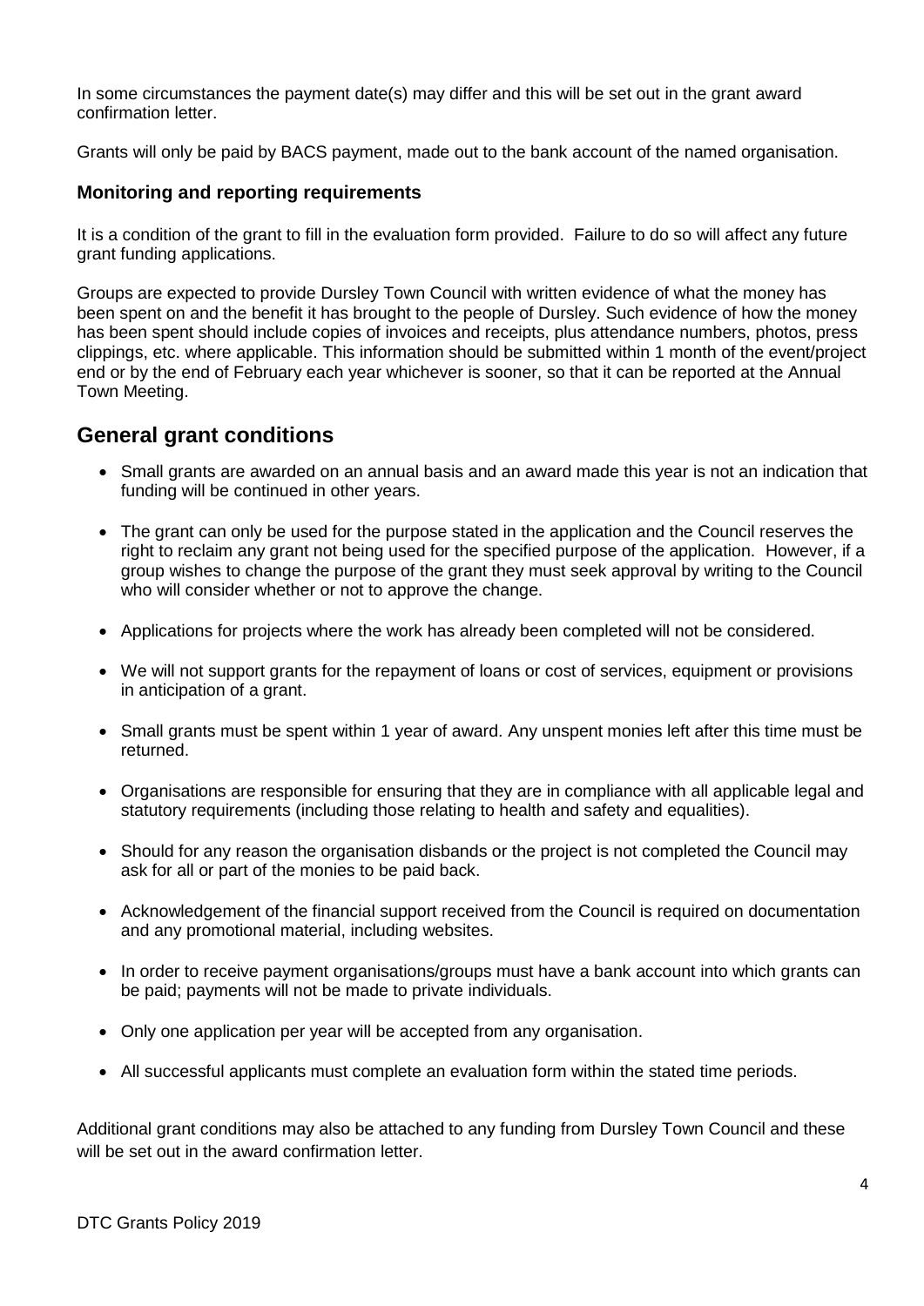In some circumstances the payment date(s) may differ and this will be set out in the grant award confirmation letter.

Grants will only be paid by BACS payment, made out to the bank account of the named organisation.

### Monitoring and reporting requirements

It is a condition of the grant to fill in the evaluation form provided. Failure to do so will affect any future grant funding applications.

Groups are expected to provide Dursley Town Council with written evidence of what the money has been spent on and the benefit it has brought to the people of Dursley. Such evidence of how the money has been spent should include copies of invoices and receipts, plus attendance numbers, photos, press clippings, etc. where applicable. This information should be submitted within 1 month of the event/project end or by the end of February each year whichever is sooner, so that it can be reported at the Annual Town Meeting.

## General grant conditions

- Small grants are awarded on an annual basis and an award made this year is not an indication that funding will be continued in other years.
- The grant can only be used for the purpose stated in the application and the Council reserves the right to reclaim any grant not being used for the specified purpose of the application. However, if a group wishes to change the purpose of the grant they must seek approval by writing to the Council who will consider whether or not to approve the change.
- Applications for projects where the work has already been completed will not be considered.
- We will not support grants for the repayment of loans or cost of services, equipment or provisions in anticipation of a grant.
- Small grants must be spent within 1 year of award. Any unspent monies left after this time must be returned.
- Organisations are responsible for ensuring that they are in compliance with all applicable legal and statutory requirements (including those relating to health and safety and equalities).
- Should for any reason the organisation disbands or the project is not completed the Council may ask for all or part of the monies to be paid back.
- Acknowledgement of the financial support received from the Council is required on documentation and any promotional material, including websites.
- In order to receive payment organisations/groups must have a bank account into which grants can be paid; payments will not be made to private individuals.
- Only one application per year will be accepted from any organisation.
- All successful applicants must complete an evaluation form within the stated time periods.

Additional grant conditions may also be attached to any funding from Dursley Town Council and these will be set out in the award confirmation letter.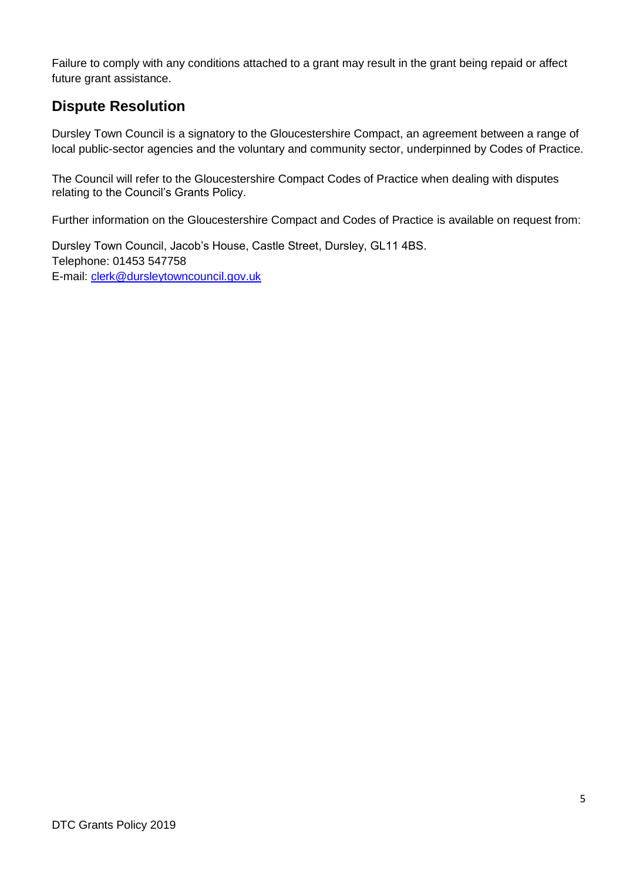Failure to comply with any conditions attached to a grant may result in the grant being repaid or affect future grant assistance.

## Dispute Resolution

Dursley Town Council is a signatory to the Gloucestershire Compact, an agreement between a range of local public-sector agencies and the voluntary and community sector, underpinned by Codes of Practice.

The Council will refer to the Gloucestershire Compact Codes of Practice when dealing with disputes relating to the Council's Grants Policy.

Further information on the Gloucestershire Compact and Codes of Practice is available on request from:

Dursley Town Council, Jacob's House, Castle Street, Dursley, GL11 4BS.
Telephone: 01453 547758
E-mail: clerk@dursleytowncouncil.gov.uk